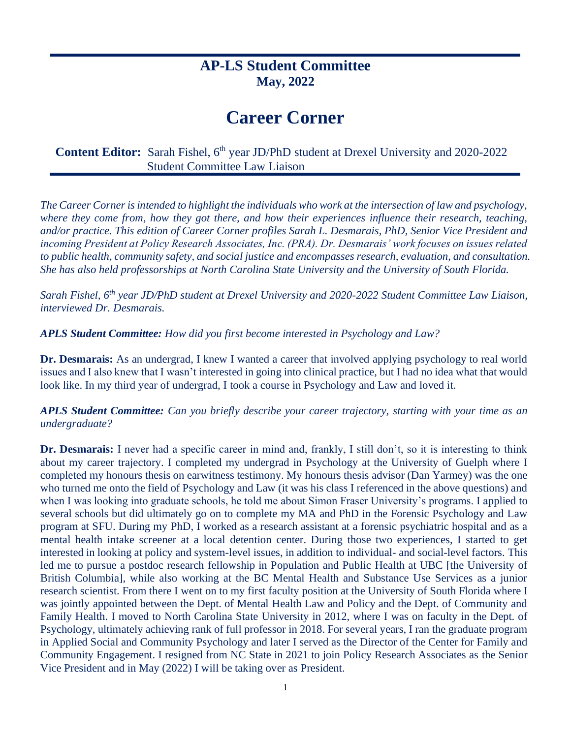# AP-LS Student Committee
**May, 2022**

# Career Corner

**Content Editor:** Sarah Fishel, 6th year JD/PhD student at Drexel University and 2020-2022 Student Committee Law Liaison

*The Career Corner is intended to highlight the individuals who work at the intersection of law and psychology, where they come from, how they got there, and how their experiences influence their research, teaching, and/or practice. This edition of Career Corner profiles Sarah L. Desmarais, PhD, Senior Vice President and incoming President at Policy Research Associates, Inc. (PRA). Dr. Desmarais' work focuses on issues related to public health, community safety, and social justice and encompasses research, evaluation, and consultation. She has also held professorships at North Carolina State University and the University of South Florida.*

*Sarah Fishel, 6th year JD/PhD student at Drexel University and 2020-2022 Student Committee Law Liaison, interviewed Dr. Desmarais.*

***APLS Student Committee:** How did you first become interested in Psychology and Law?*

**Dr. Desmarais:** As an undergrad, I knew I wanted a career that involved applying psychology to real world issues and I also knew that I wasn't interested in going into clinical practice, but I had no idea what that would look like. In my third year of undergrad, I took a course in Psychology and Law and loved it.

***APLS Student Committee:** Can you briefly describe your career trajectory, starting with your time as an undergraduate?*

**Dr. Desmarais:** I never had a specific career in mind and, frankly, I still don't, so it is interesting to think about my career trajectory. I completed my undergrad in Psychology at the University of Guelph where I completed my honours thesis on earwitness testimony. My honours thesis advisor (Dan Yarmey) was the one who turned me onto the field of Psychology and Law (it was his class I referenced in the above questions) and when I was looking into graduate schools, he told me about Simon Fraser University's programs. I applied to several schools but did ultimately go on to complete my MA and PhD in the Forensic Psychology and Law program at SFU. During my PhD, I worked as a research assistant at a forensic psychiatric hospital and as a mental health intake screener at a local detention center. During those two experiences, I started to get interested in looking at policy and system-level issues, in addition to individual- and social-level factors. This led me to pursue a postdoc research fellowship in Population and Public Health at UBC [the University of British Columbia], while also working at the BC Mental Health and Substance Use Services as a junior research scientist. From there I went on to my first faculty position at the University of South Florida where I was jointly appointed between the Dept. of Mental Health Law and Policy and the Dept. of Community and Family Health. I moved to North Carolina State University in 2012, where I was on faculty in the Dept. of Psychology, ultimately achieving rank of full professor in 2018. For several years, I ran the graduate program in Applied Social and Community Psychology and later I served as the Director of the Center for Family and Community Engagement. I resigned from NC State in 2021 to join Policy Research Associates as the Senior Vice President and in May (2022) I will be taking over as President.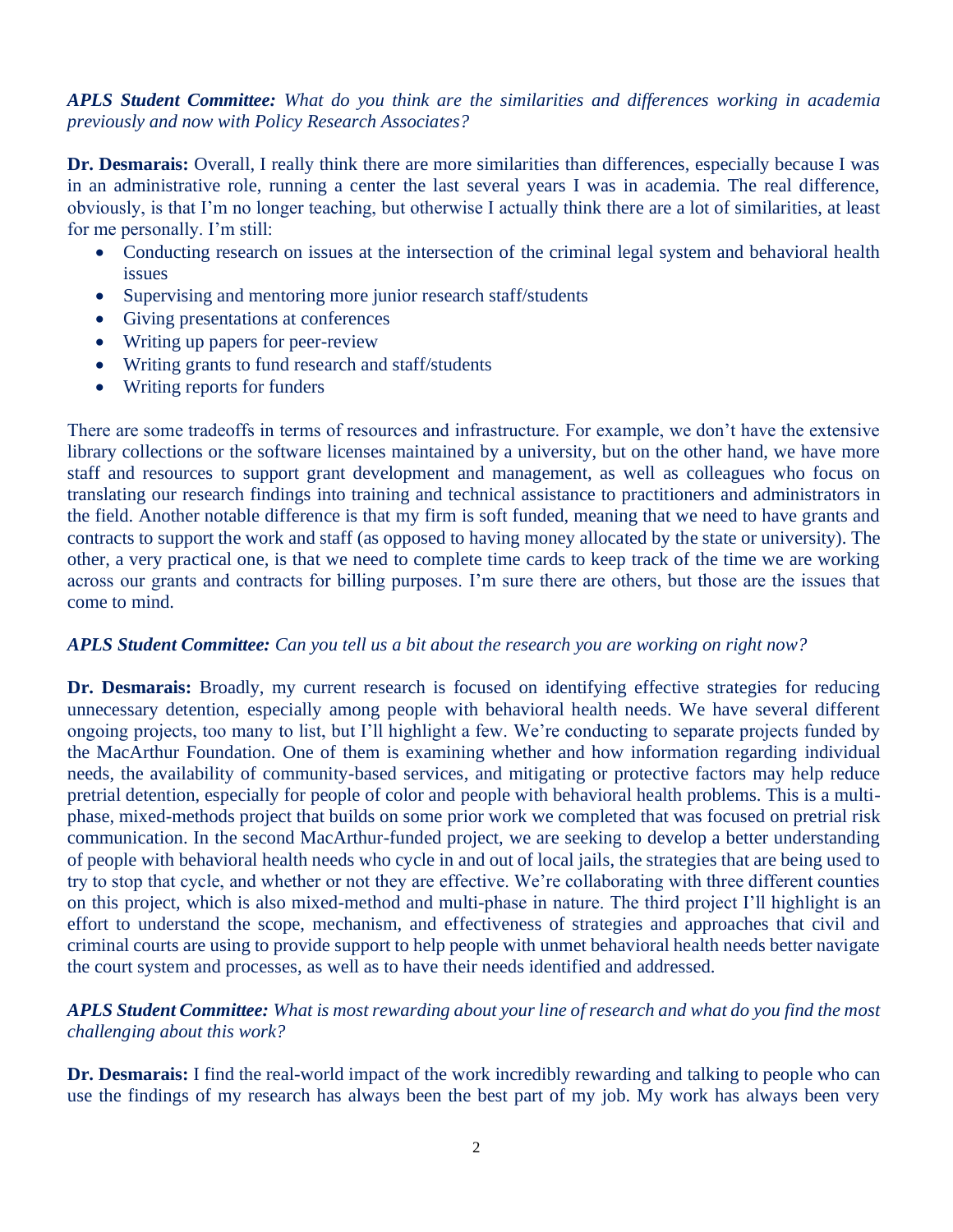***APLS Student Committee:*** *What do you think are the similarities and differences working in academia previously and now with Policy Research Associates?*

**Dr. Desmarais:** Overall, I really think there are more similarities than differences, especially because I was in an administrative role, running a center the last several years I was in academia. The real difference, obviously, is that I'm no longer teaching, but otherwise I actually think there are a lot of similarities, at least for me personally. I'm still:

- Conducting research on issues at the intersection of the criminal legal system and behavioral health issues
- Supervising and mentoring more junior research staff/students
- Giving presentations at conferences
- Writing up papers for peer-review
- Writing grants to fund research and staff/students
- Writing reports for funders

There are some tradeoffs in terms of resources and infrastructure. For example, we don't have the extensive library collections or the software licenses maintained by a university, but on the other hand, we have more staff and resources to support grant development and management, as well as colleagues who focus on translating our research findings into training and technical assistance to practitioners and administrators in the field. Another notable difference is that my firm is soft funded, meaning that we need to have grants and contracts to support the work and staff (as opposed to having money allocated by the state or university). The other, a very practical one, is that we need to complete time cards to keep track of the time we are working across our grants and contracts for billing purposes. I'm sure there are others, but those are the issues that come to mind.

***APLS Student Committee:*** *Can you tell us a bit about the research you are working on right now?*

**Dr. Desmarais:** Broadly, my current research is focused on identifying effective strategies for reducing unnecessary detention, especially among people with behavioral health needs. We have several different ongoing projects, too many to list, but I'll highlight a few. We're conducting to separate projects funded by the MacArthur Foundation. One of them is examining whether and how information regarding individual needs, the availability of community-based services, and mitigating or protective factors may help reduce pretrial detention, especially for people of color and people with behavioral health problems. This is a multi-phase, mixed-methods project that builds on some prior work we completed that was focused on pretrial risk communication. In the second MacArthur-funded project, we are seeking to develop a better understanding of people with behavioral health needs who cycle in and out of local jails, the strategies that are being used to try to stop that cycle, and whether or not they are effective. We're collaborating with three different counties on this project, which is also mixed-method and multi-phase in nature. The third project I'll highlight is an effort to understand the scope, mechanism, and effectiveness of strategies and approaches that civil and criminal courts are using to provide support to help people with unmet behavioral health needs better navigate the court system and processes, as well as to have their needs identified and addressed.

***APLS Student Committee:*** *What is most rewarding about your line of research and what do you find the most challenging about this work?*

**Dr. Desmarais:** I find the real-world impact of the work incredibly rewarding and talking to people who can use the findings of my research has always been the best part of my job. My work has always been very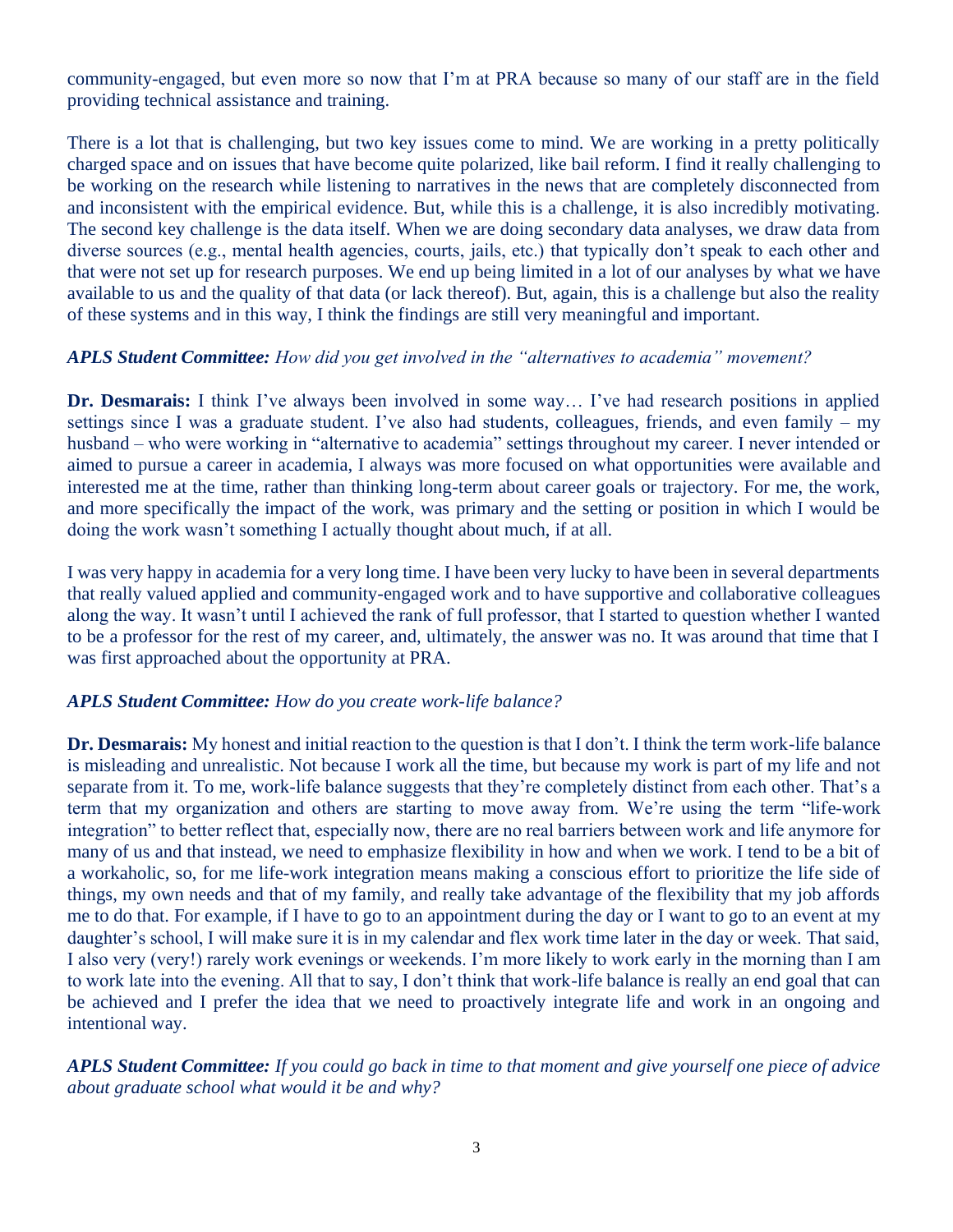community-engaged, but even more so now that I'm at PRA because so many of our staff are in the field providing technical assistance and training.

There is a lot that is challenging, but two key issues come to mind. We are working in a pretty politically charged space and on issues that have become quite polarized, like bail reform. I find it really challenging to be working on the research while listening to narratives in the news that are completely disconnected from and inconsistent with the empirical evidence. But, while this is a challenge, it is also incredibly motivating. The second key challenge is the data itself. When we are doing secondary data analyses, we draw data from diverse sources (e.g., mental health agencies, courts, jails, etc.) that typically don't speak to each other and that were not set up for research purposes. We end up being limited in a lot of our analyses by what we have available to us and the quality of that data (or lack thereof). But, again, this is a challenge but also the reality of these systems and in this way, I think the findings are still very meaningful and important.

***APLS Student Committee:*** *How did you get involved in the "alternatives to academia" movement?*

**Dr. Desmarais:** I think I've always been involved in some way… I've had research positions in applied settings since I was a graduate student. I've also had students, colleagues, friends, and even family – my husband – who were working in "alternative to academia" settings throughout my career. I never intended or aimed to pursue a career in academia, I always was more focused on what opportunities were available and interested me at the time, rather than thinking long-term about career goals or trajectory. For me, the work, and more specifically the impact of the work, was primary and the setting or position in which I would be doing the work wasn't something I actually thought about much, if at all.

I was very happy in academia for a very long time. I have been very lucky to have been in several departments that really valued applied and community-engaged work and to have supportive and collaborative colleagues along the way. It wasn't until I achieved the rank of full professor, that I started to question whether I wanted to be a professor for the rest of my career, and, ultimately, the answer was no. It was around that time that I was first approached about the opportunity at PRA.

***APLS Student Committee:*** *How do you create work-life balance?*

**Dr. Desmarais:** My honest and initial reaction to the question is that I don't. I think the term work-life balance is misleading and unrealistic. Not because I work all the time, but because my work is part of my life and not separate from it. To me, work-life balance suggests that they're completely distinct from each other. That's a term that my organization and others are starting to move away from. We're using the term "life-work integration" to better reflect that, especially now, there are no real barriers between work and life anymore for many of us and that instead, we need to emphasize flexibility in how and when we work. I tend to be a bit of a workaholic, so, for me life-work integration means making a conscious effort to prioritize the life side of things, my own needs and that of my family, and really take advantage of the flexibility that my job affords me to do that. For example, if I have to go to an appointment during the day or I want to go to an event at my daughter's school, I will make sure it is in my calendar and flex work time later in the day or week. That said, I also very (very!) rarely work evenings or weekends. I'm more likely to work early in the morning than I am to work late into the evening. All that to say, I don't think that work-life balance is really an end goal that can be achieved and I prefer the idea that we need to proactively integrate life and work in an ongoing and intentional way.

***APLS Student Committee:*** *If you could go back in time to that moment and give yourself one piece of advice about graduate school what would it be and why?*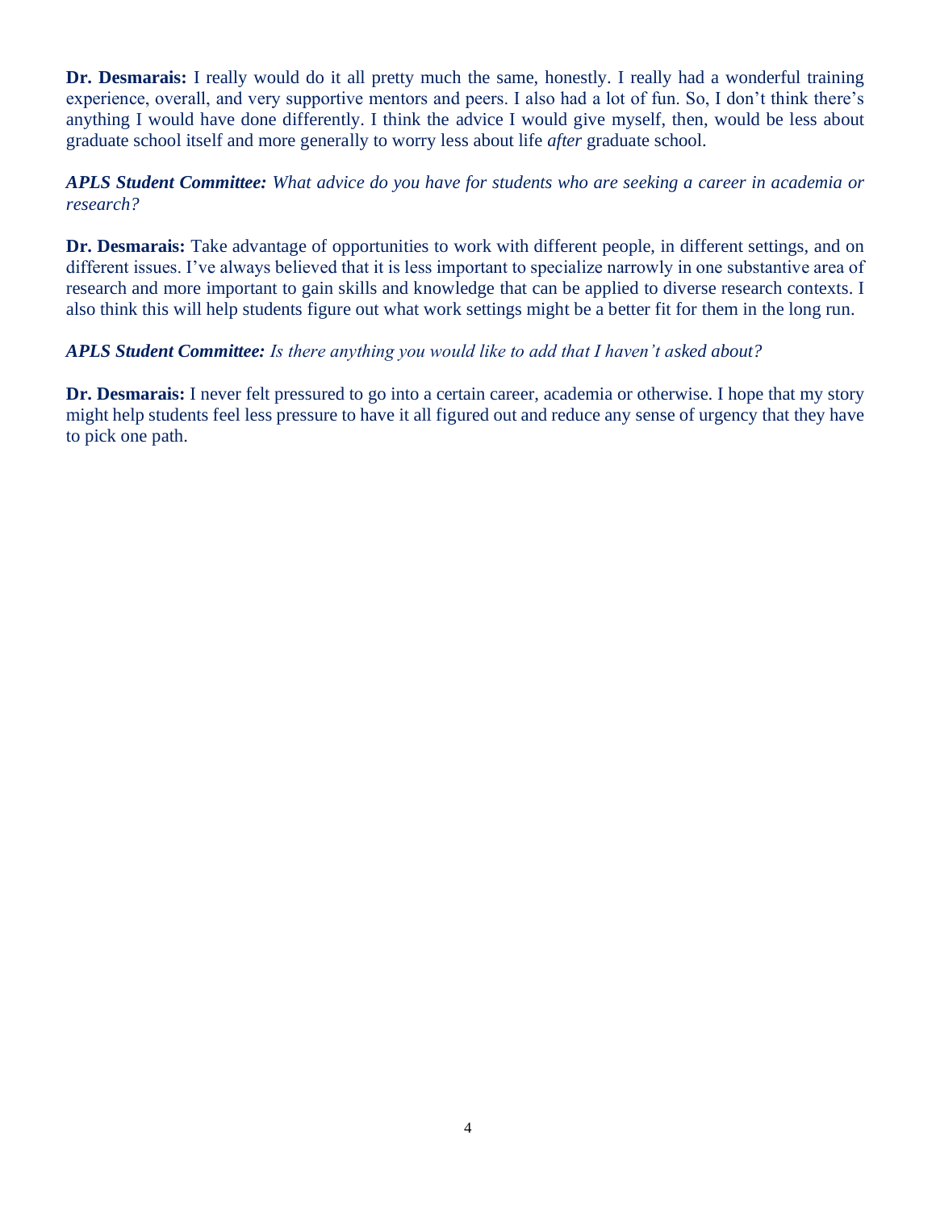**Dr. Desmarais:** I really would do it all pretty much the same, honestly. I really had a wonderful training experience, overall, and very supportive mentors and peers. I also had a lot of fun. So, I don't think there's anything I would have done differently. I think the advice I would give myself, then, would be less about graduate school itself and more generally to worry less about life *after* graduate school.

***APLS Student Committee:*** *What advice do you have for students who are seeking a career in academia or research?*

**Dr. Desmarais:** Take advantage of opportunities to work with different people, in different settings, and on different issues. I've always believed that it is less important to specialize narrowly in one substantive area of research and more important to gain skills and knowledge that can be applied to diverse research contexts. I also think this will help students figure out what work settings might be a better fit for them in the long run.

***APLS Student Committee:*** *Is there anything you would like to add that I haven't asked about?*

**Dr. Desmarais:** I never felt pressured to go into a certain career, academia or otherwise. I hope that my story might help students feel less pressure to have it all figured out and reduce any sense of urgency that they have to pick one path.